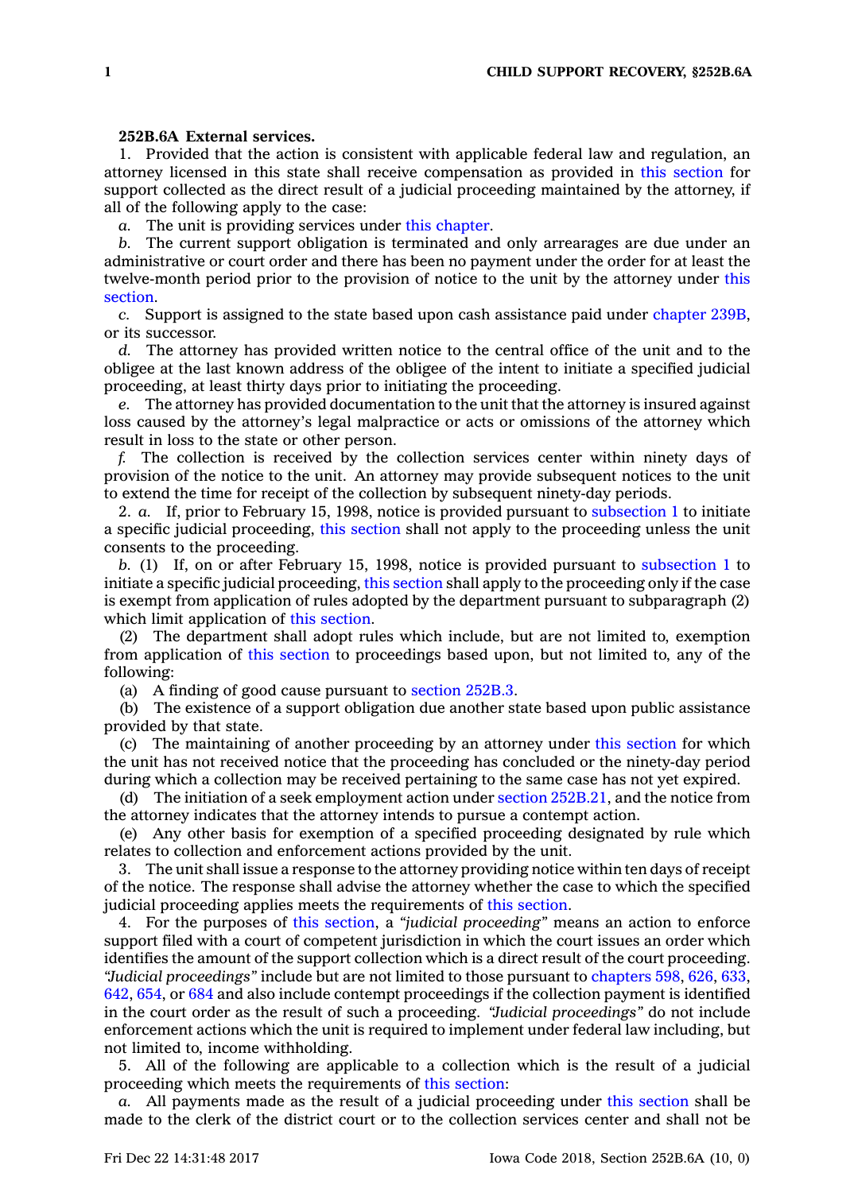**252B.6A External services.**

1. Provided that the action is consistent with applicable federal law and regulation, an attorney licensed in this state shall receive compensation as provided in this section for support collected as the direct result of a judicial proceeding maintained by the attorney, if all of the following apply to the case:

*a.* The unit is providing services under this chapter.

*b.* The current support obligation is terminated and only arrearages are due under an administrative or court order and there has been no payment under the order for at least the twelve-month period prior to the provision of notice to the unit by the attorney under this section.

*c.* Support is assigned to the state based upon cash assistance paid under chapter 239B, or its successor.

*d.* The attorney has provided written notice to the central office of the unit and to the obligee at the last known address of the obligee of the intent to initiate a specified judicial proceeding, at least thirty days prior to initiating the proceeding.

*e.* The attorney has provided documentation to the unit that the attorney is insured against loss caused by the attorney's legal malpractice or acts or omissions of the attorney which result in loss to the state or other person.

*f.* The collection is received by the collection services center within ninety days of provision of the notice to the unit. An attorney may provide subsequent notices to the unit to extend the time for receipt of the collection by subsequent ninety-day periods.

2. *a.* If, prior to February 15, 1998, notice is provided pursuant to subsection 1 to initiate a specific judicial proceeding, this section shall not apply to the proceeding unless the unit consents to the proceeding.

*b.* (1) If, on or after February 15, 1998, notice is provided pursuant to subsection 1 to initiate a specific judicial proceeding, this section shall apply to the proceeding only if the case is exempt from application of rules adopted by the department pursuant to subparagraph (2) which limit application of this section.

(2) The department shall adopt rules which include, but are not limited to, exemption from application of this section to proceedings based upon, but not limited to, any of the following:

(a) A finding of good cause pursuant to section 252B.3.

(b) The existence of a support obligation due another state based upon public assistance provided by that state.

(c) The maintaining of another proceeding by an attorney under this section for which the unit has not received notice that the proceeding has concluded or the ninety-day period during which a collection may be received pertaining to the same case has not yet expired.

(d) The initiation of a seek employment action under section 252B.21, and the notice from the attorney indicates that the attorney intends to pursue a contempt action.

(e) Any other basis for exemption of a specified proceeding designated by rule which relates to collection and enforcement actions provided by the unit.

3. The unit shall issue a response to the attorney providing notice within ten days of receipt of the notice. The response shall advise the attorney whether the case to which the specified judicial proceeding applies meets the requirements of this section.

4. For the purposes of this section, a *"judicial proceeding"* means an action to enforce support filed with a court of competent jurisdiction in which the court issues an order which identifies the amount of the support collection which is a direct result of the court proceeding. *"Judicial proceedings"* include but are not limited to those pursuant to chapters 598, 626, 633, 642, 654, or 684 and also include contempt proceedings if the collection payment is identified in the court order as the result of such a proceeding. *"Judicial proceedings"* do not include enforcement actions which the unit is required to implement under federal law including, but not limited to, income withholding.

5. All of the following are applicable to a collection which is the result of a judicial proceeding which meets the requirements of this section:

*a.* All payments made as the result of a judicial proceeding under this section shall be made to the clerk of the district court or to the collection services center and shall not be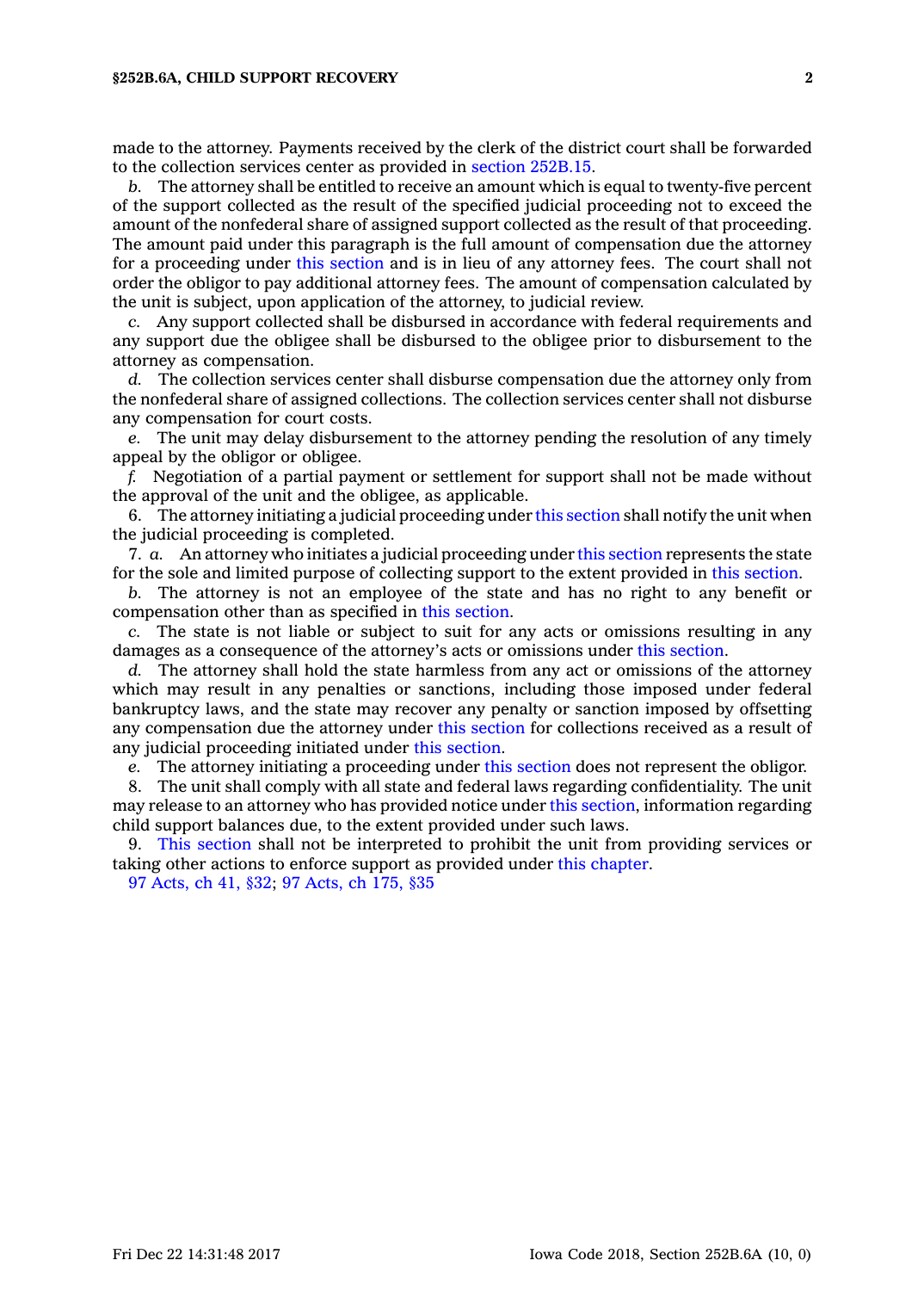made to the attorney. Payments received by the clerk of the district court shall be forwarded to the collection services center as provided in section 252B.15.

*b.* The attorney shall be entitled to receive an amount which is equal to twenty-five percent of the support collected as the result of the specified judicial proceeding not to exceed the amount of the nonfederal share of assigned support collected as the result of that proceeding. The amount paid under this paragraph is the full amount of compensation due the attorney for a proceeding under this section and is in lieu of any attorney fees. The court shall not order the obligor to pay additional attorney fees. The amount of compensation calculated by the unit is subject, upon application of the attorney, to judicial review.

*c.* Any support collected shall be disbursed in accordance with federal requirements and any support due the obligee shall be disbursed to the obligee prior to disbursement to the attorney as compensation.

*d.* The collection services center shall disburse compensation due the attorney only from the nonfederal share of assigned collections. The collection services center shall not disburse any compensation for court costs.

*e.* The unit may delay disbursement to the attorney pending the resolution of any timely appeal by the obligor or obligee.

*f.* Negotiation of a partial payment or settlement for support shall not be made without the approval of the unit and the obligee, as applicable.

6. The attorney initiating a judicial proceeding under this section shall notify the unit when the judicial proceeding is completed.

7. *a.* An attorney who initiates a judicial proceeding under this section represents the state for the sole and limited purpose of collecting support to the extent provided in this section.

*b.* The attorney is not an employee of the state and has no right to any benefit or compensation other than as specified in this section.

*c.* The state is not liable or subject to suit for any acts or omissions resulting in any damages as a consequence of the attorney's acts or omissions under this section.

*d.* The attorney shall hold the state harmless from any act or omissions of the attorney which may result in any penalties or sanctions, including those imposed under federal bankruptcy laws, and the state may recover any penalty or sanction imposed by offsetting any compensation due the attorney under this section for collections received as a result of any judicial proceeding initiated under this section.

*e.* The attorney initiating a proceeding under this section does not represent the obligor.

8. The unit shall comply with all state and federal laws regarding confidentiality. The unit may release to an attorney who has provided notice under this section, information regarding child support balances due, to the extent provided under such laws.

9. This section shall not be interpreted to prohibit the unit from providing services or taking other actions to enforce support as provided under this chapter.

97 Acts, ch 41, §32; 97 Acts, ch 175, §35